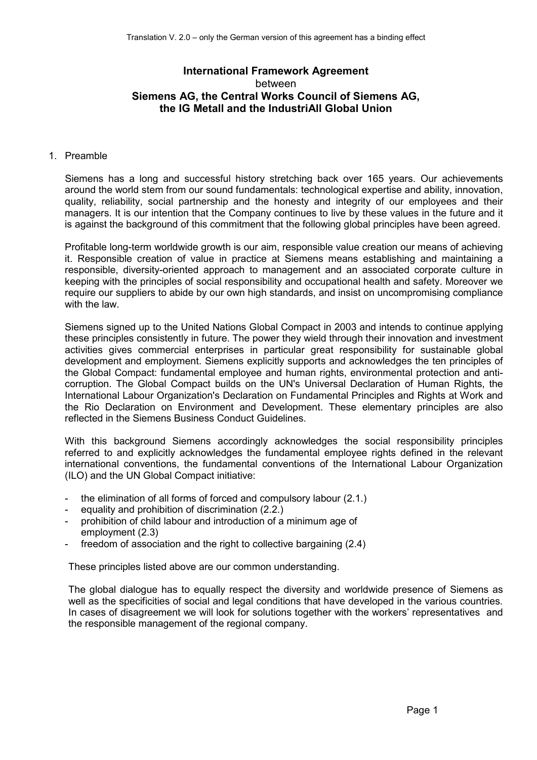Translation V. 2.0 – only the German version of this agreement has a binding effect

# International Framework Agreement

between

**Siemens AG, the Central Works Council of Siemens AG, the IG Metall and the IndustriAll Global Union**

## 1. Preamble

Siemens has a long and successful history stretching back over 165 years. Our achievements around the world stem from our sound fundamentals: technological expertise and ability, innovation, quality, reliability, social partnership and the honesty and integrity of our employees and their managers. It is our intention that the Company continues to live by these values in the future and it is against the background of this commitment that the following global principles have been agreed.

Profitable long-term worldwide growth is our aim, responsible value creation our means of achieving it. Responsible creation of value in practice at Siemens means establishing and maintaining a responsible, diversity-oriented approach to management and an associated corporate culture in keeping with the principles of social responsibility and occupational health and safety. Moreover we require our suppliers to abide by our own high standards, and insist on uncompromising compliance with the law.

Siemens signed up to the United Nations Global Compact in 2003 and intends to continue applying these principles consistently in future. The power they wield through their innovation and investment activities gives commercial enterprises in particular great responsibility for sustainable global development and employment. Siemens explicitly supports and acknowledges the ten principles of the Global Compact: fundamental employee and human rights, environmental protection and anti-corruption. The Global Compact builds on the UN's Universal Declaration of Human Rights, the International Labour Organization's Declaration on Fundamental Principles and Rights at Work and the Rio Declaration on Environment and Development. These elementary principles are also reflected in the Siemens Business Conduct Guidelines.

With this background Siemens accordingly acknowledges the social responsibility principles referred to and explicitly acknowledges the fundamental employee rights defined in the relevant international conventions, the fundamental conventions of the International Labour Organization (ILO) and the UN Global Compact initiative:

- the elimination of all forms of forced and compulsory labour (2.1.)
- equality and prohibition of discrimination (2.2.)
- prohibition of child labour and introduction of a minimum age of employment (2.3)
- freedom of association and the right to collective bargaining (2.4)

These principles listed above are our common understanding.

The global dialogue has to equally respect the diversity and worldwide presence of Siemens as well as the specificities of social and legal conditions that have developed in the various countries. In cases of disagreement we will look for solutions together with the workers' representatives and the responsible management of the regional company.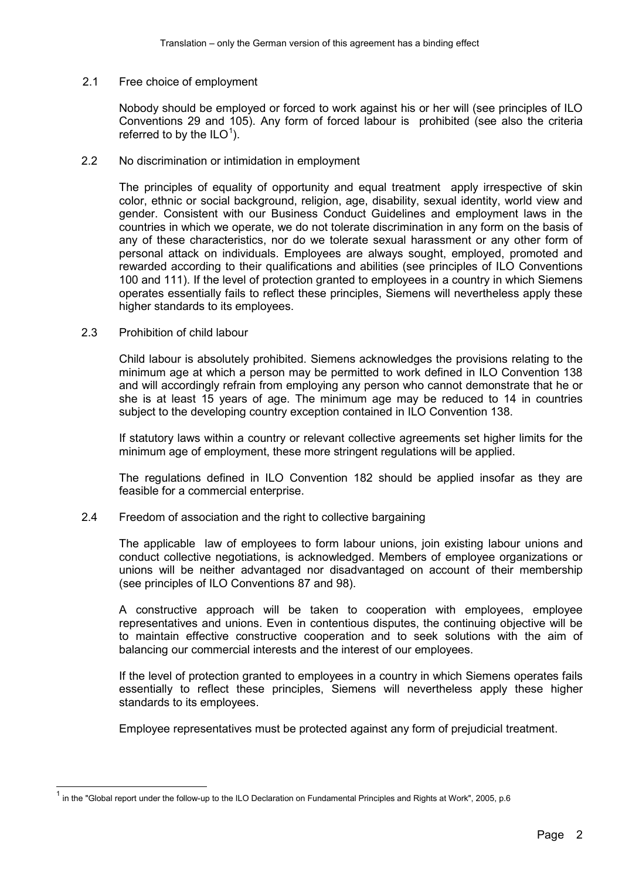## 2.1 Free choice of employment

Nobody should be employed or forced to work against his or her will (see principles of ILO Conventions 29 and 105). Any form of forced labour is prohibited (see also the criteria referred to by the ILO[1]).

## 2.2 No discrimination or intimidation in employment

The principles of equality of opportunity and equal treatment apply irrespective of skin color, ethnic or social background, religion, age, disability, sexual identity, world view and gender. Consistent with our Business Conduct Guidelines and employment laws in the countries in which we operate, we do not tolerate discrimination in any form on the basis of any of these characteristics, nor do we tolerate sexual harassment or any other form of personal attack on individuals. Employees are always sought, employed, promoted and rewarded according to their qualifications and abilities (see principles of ILO Conventions 100 and 111). If the level of protection granted to employees in a country in which Siemens operates essentially fails to reflect these principles, Siemens will nevertheless apply these higher standards to its employees.

## 2.3 Prohibition of child labour

Child labour is absolutely prohibited. Siemens acknowledges the provisions relating to the minimum age at which a person may be permitted to work defined in ILO Convention 138 and will accordingly refrain from employing any person who cannot demonstrate that he or she is at least 15 years of age. The minimum age may be reduced to 14 in countries subject to the developing country exception contained in ILO Convention 138.

If statutory laws within a country or relevant collective agreements set higher limits for the minimum age of employment, these more stringent regulations will be applied.

The regulations defined in ILO Convention 182 should be applied insofar as they are feasible for a commercial enterprise.

## 2.4 Freedom of association and the right to collective bargaining

The applicable law of employees to form labour unions, join existing labour unions and conduct collective negotiations, is acknowledged. Members of employee organizations or unions will be neither advantaged nor disadvantaged on account of their membership (see principles of ILO Conventions 87 and 98).

A constructive approach will be taken to cooperation with employees, employee representatives and unions. Even in contentious disputes, the continuing objective will be to maintain effective constructive cooperation and to seek solutions with the aim of balancing our commercial interests and the interest of our employees.

If the level of protection granted to employees in a country in which Siemens operates fails essentially to reflect these principles, Siemens will nevertheless apply these higher standards to its employees.

Employee representatives must be protected against any form of prejudicial treatment.

---

[1] in the "Global report under the follow-up to the ILO Declaration on Fundamental Principles and Rights at Work", 2005, p.6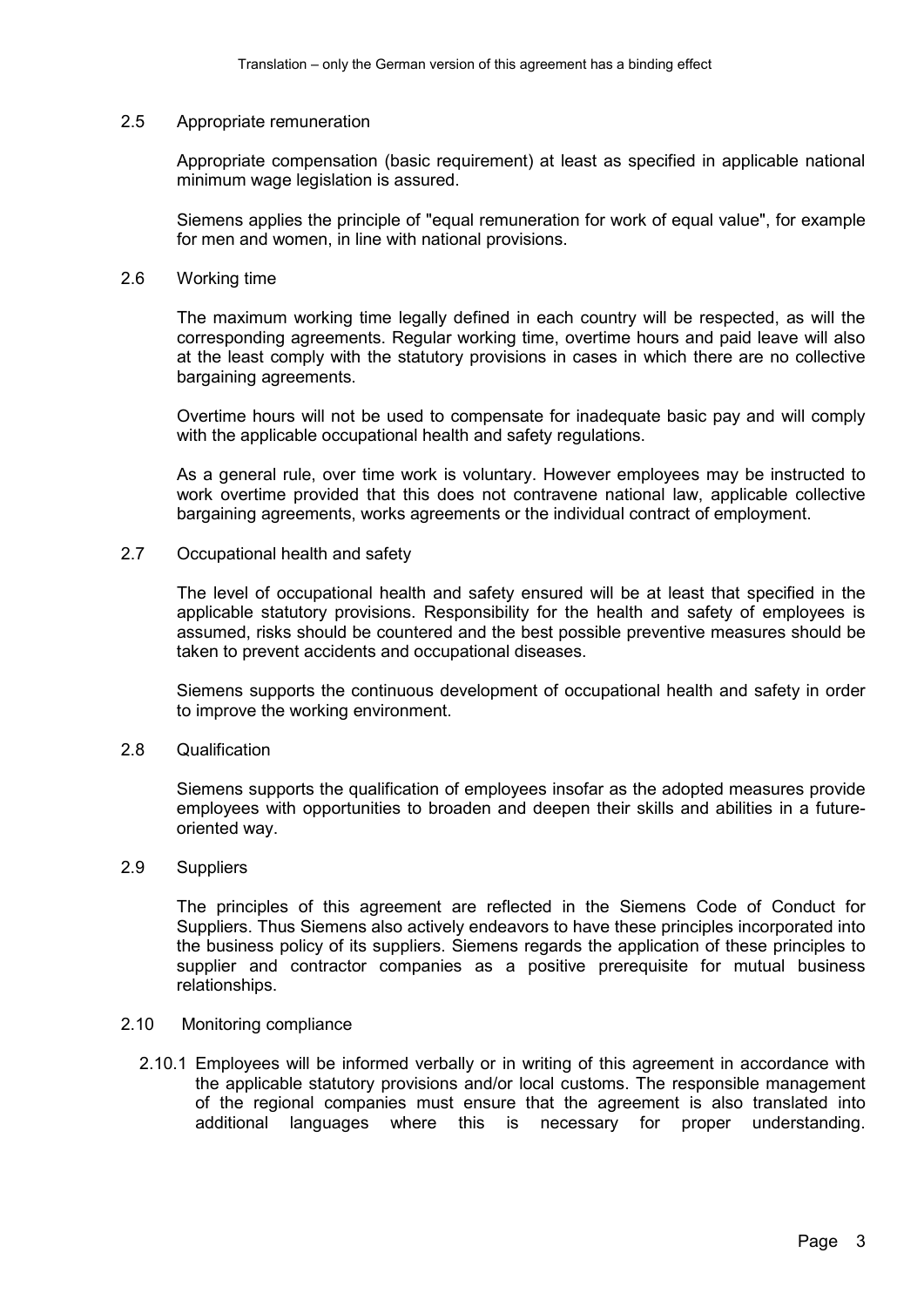## 2.5 Appropriate remuneration

Appropriate compensation (basic requirement) at least as specified in applicable national minimum wage legislation is assured.

Siemens applies the principle of "equal remuneration for work of equal value", for example for men and women, in line with national provisions.

## 2.6 Working time

The maximum working time legally defined in each country will be respected, as will the corresponding agreements. Regular working time, overtime hours and paid leave will also at the least comply with the statutory provisions in cases in which there are no collective bargaining agreements.

Overtime hours will not be used to compensate for inadequate basic pay and will comply with the applicable occupational health and safety regulations.

As a general rule, over time work is voluntary. However employees may be instructed to work overtime provided that this does not contravene national law, applicable collective bargaining agreements, works agreements or the individual contract of employment.

## 2.7 Occupational health and safety

The level of occupational health and safety ensured will be at least that specified in the applicable statutory provisions. Responsibility for the health and safety of employees is assumed, risks should be countered and the best possible preventive measures should be taken to prevent accidents and occupational diseases.

Siemens supports the continuous development of occupational health and safety in order to improve the working environment.

## 2.8 Qualification

Siemens supports the qualification of employees insofar as the adopted measures provide employees with opportunities to broaden and deepen their skills and abilities in a future-oriented way.

## 2.9 Suppliers

The principles of this agreement are reflected in the Siemens Code of Conduct for Suppliers. Thus Siemens also actively endeavors to have these principles incorporated into the business policy of its suppliers. Siemens regards the application of these principles to supplier and contractor companies as a positive prerequisite for mutual business relationships.

## 2.10 Monitoring compliance

2.10.1 Employees will be informed verbally or in writing of this agreement in accordance with the applicable statutory provisions and/or local customs. The responsible management of the regional companies must ensure that the agreement is also translated into additional languages where this is necessary for proper understanding.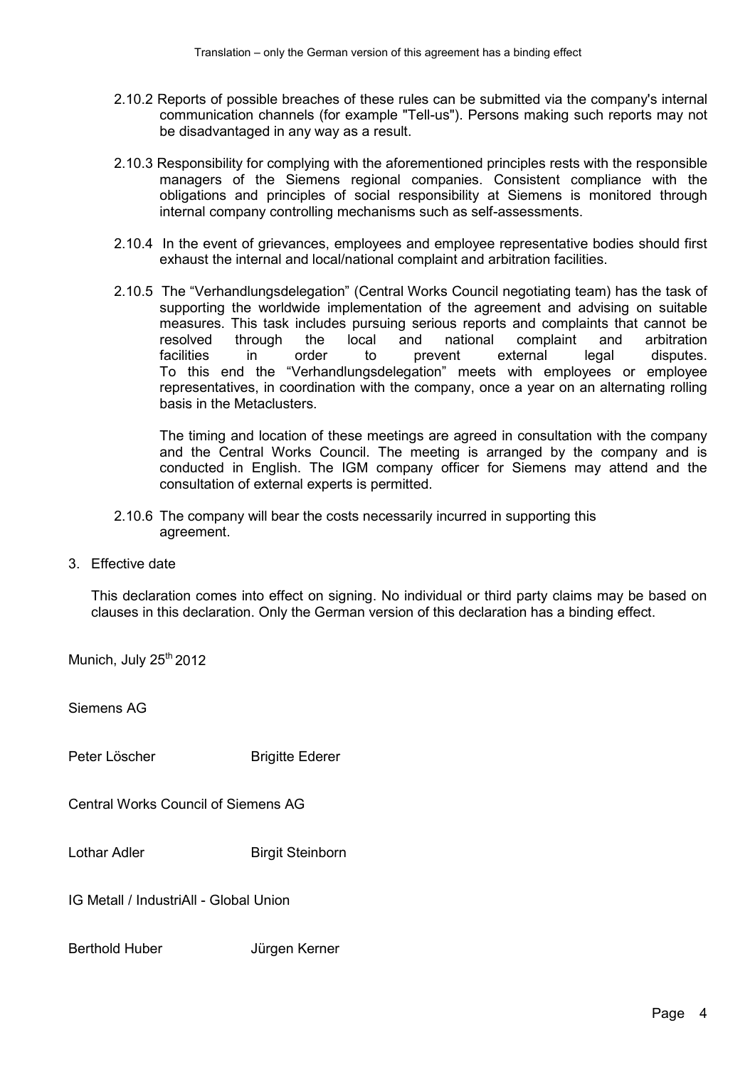2.10.2 Reports of possible breaches of these rules can be submitted via the company's internal communication channels (for example "Tell-us"). Persons making such reports may not be disadvantaged in any way as a result.

2.10.3 Responsibility for complying with the aforementioned principles rests with the responsible managers of the Siemens regional companies. Consistent compliance with the obligations and principles of social responsibility at Siemens is monitored through internal company controlling mechanisms such as self-assessments.

2.10.4 In the event of grievances, employees and employee representative bodies should first exhaust the internal and local/national complaint and arbitration facilities.

2.10.5 The "Verhandlungsdelegation" (Central Works Council negotiating team) has the task of supporting the worldwide implementation of the agreement and advising on suitable measures. This task includes pursuing serious reports and complaints that cannot be resolved through the local and national complaint and arbitration facilities in order to prevent external legal disputes. To this end the "Verhandlungsdelegation" meets with employees or employee representatives, in coordination with the company, once a year on an alternating rolling basis in the Metaclusters.

The timing and location of these meetings are agreed in consultation with the company and the Central Works Council. The meeting is arranged by the company and is conducted in English. The IGM company officer for Siemens may attend and the consultation of external experts is permitted.

2.10.6 The company will bear the costs necessarily incurred in supporting this agreement.

3. Effective date

This declaration comes into effect on signing. No individual or third party claims may be based on clauses in this declaration. Only the German version of this declaration has a binding effect.

Munich, July 25th 2012

Siemens AG

Peter Löscher Brigitte Ederer

Central Works Council of Siemens AG

Lothar Adler Birgit Steinborn

IG Metall / IndustriAll - Global Union

Berthold Huber Jürgen Kerner